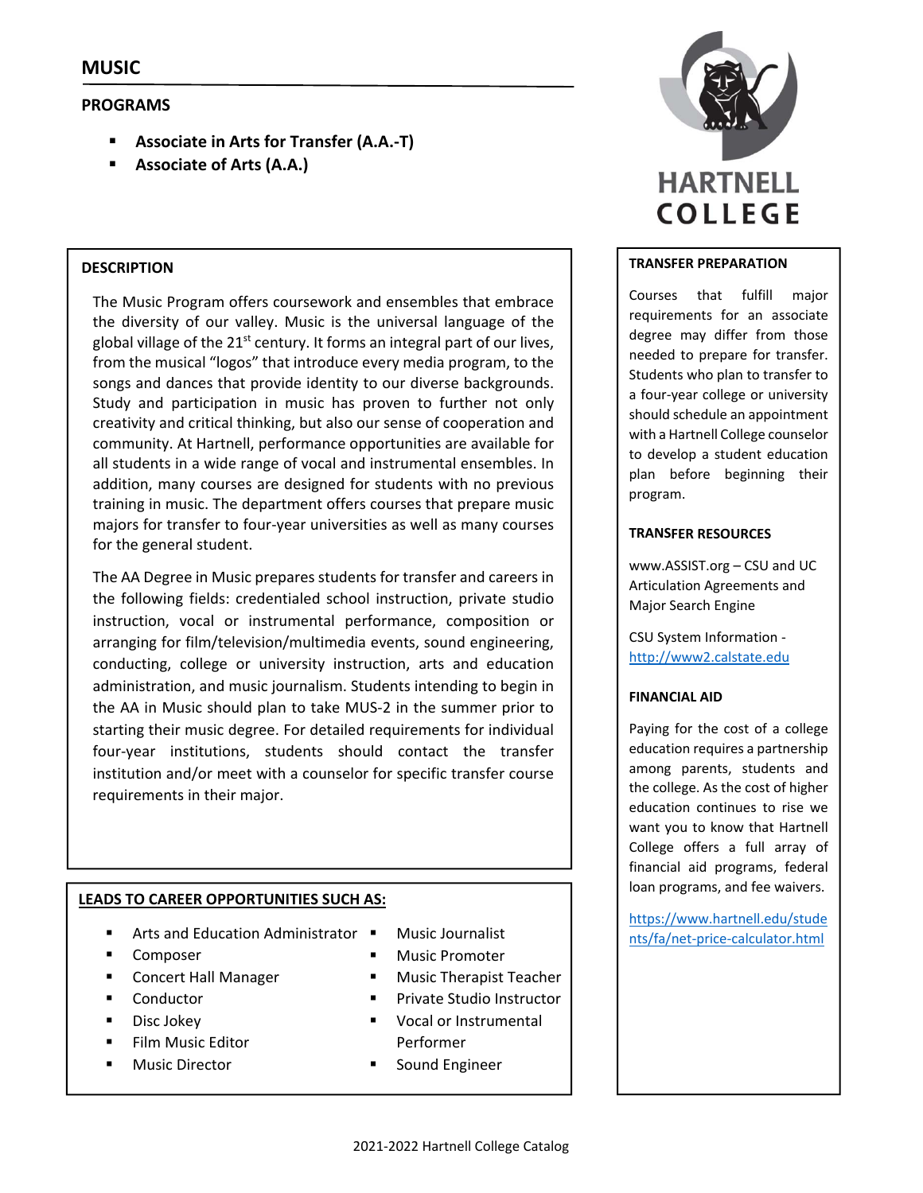# MUSIC

## PROGRAMS

- **Associate in Arts for Transfer (A.A.-T)**
- **Associate of Arts (A.A.)**

HARTNELL COLLEGE

## DESCRIPTION

The Music Program offers coursework and ensembles that embrace the diversity of our valley. Music is the universal language of the global village of the 21st century. It forms an integral part of our lives, from the musical "logos" that introduce every media program, to the songs and dances that provide identity to our diverse backgrounds. Study and participation in music has proven to further not only creativity and critical thinking, but also our sense of cooperation and community. At Hartnell, performance opportunities are available for all students in a wide range of vocal and instrumental ensembles. In addition, many courses are designed for students with no previous training in music. The department offers courses that prepare music majors for transfer to four-year universities as well as many courses for the general student.

The AA Degree in Music prepares students for transfer and careers in the following fields: credentialed school instruction, private studio instruction, vocal or instrumental performance, composition or arranging for film/television/multimedia events, sound engineering, conducting, college or university instruction, arts and education administration, and music journalism. Students intending to begin in the AA in Music should plan to take MUS-2 in the summer prior to starting their music degree. For detailed requirements for individual four-year institutions, students should contact the transfer institution and/or meet with a counselor for specific transfer course requirements in their major.

## LEADS TO CAREER OPPORTUNITIES SUCH AS:

- Arts and Education Administrator
- Composer
- Concert Hall Manager
- Conductor
- Disc Jokey
- Film Music Editor
- Music Director
- Music Journalist
- Music Promoter
- Music Therapist Teacher
- Private Studio Instructor
- Vocal or Instrumental Performer
- Sound Engineer

## TRANSFER PREPARATION

Courses that fulfill major requirements for an associate degree may differ from those needed to prepare for transfer. Students who plan to transfer to a four-year college or university should schedule an appointment with a Hartnell College counselor to develop a student education plan before beginning their program.

## TRANSFER RESOURCES

www.ASSIST.org – CSU and UC Articulation Agreements and Major Search Engine

CSU System Information - http://www2.calstate.edu

## FINANCIAL AID

Paying for the cost of a college education requires a partnership among parents, students and the college. As the cost of higher education continues to rise we want you to know that Hartnell College offers a full array of financial aid programs, federal loan programs, and fee waivers.

https://www.hartnell.edu/students/fa/net-price-calculator.html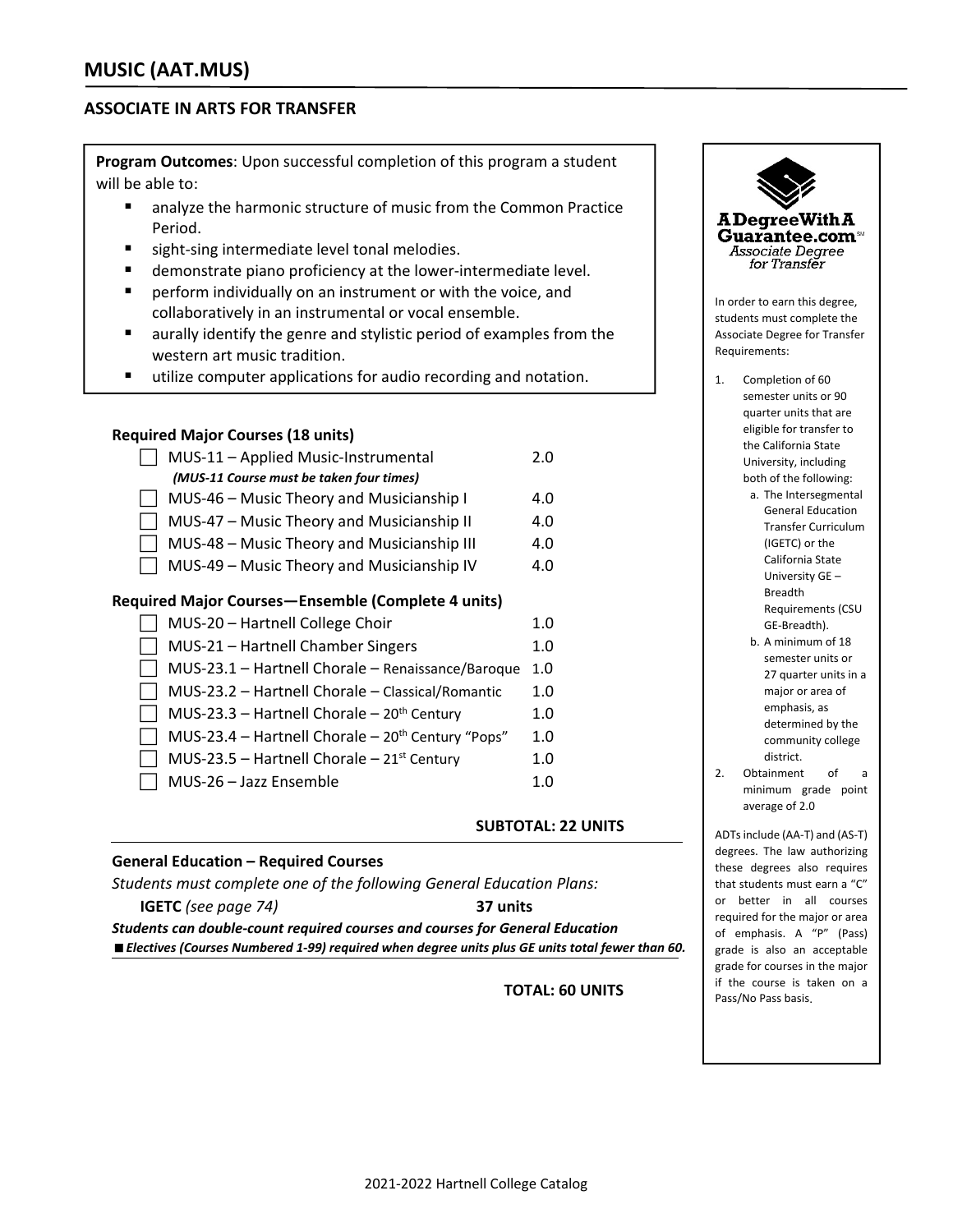# MUSIC (AAT.MUS)

## ASSOCIATE IN ARTS FOR TRANSFER

**Program Outcomes**: Upon successful completion of this program a student will be able to:

- analyze the harmonic structure of music from the Common Practice Period.
- sight-sing intermediate level tonal melodies.
- demonstrate piano proficiency at the lower-intermediate level.
- perform individually on an instrument or with the voice, and collaboratively in an instrumental or vocal ensemble.
- aurally identify the genre and stylistic period of examples from the western art music tradition.
- utilize computer applications for audio recording and notation.

### Required Major Courses (18 units)

| Course | Units |
|---|---|
| ☐ MUS-11 – Applied Music-Instrumental | 2.0 |
| *(MUS-11 Course must be taken four times)* | |
| ☐ MUS-46 – Music Theory and Musicianship I | 4.0 |
| ☐ MUS-47 – Music Theory and Musicianship II | 4.0 |
| ☐ MUS-48 – Music Theory and Musicianship III | 4.0 |
| ☐ MUS-49 – Music Theory and Musicianship IV | 4.0 |

### Required Major Courses—Ensemble (Complete 4 units)

| Course | Units |
|---|---|
| ☐ MUS-20 – Hartnell College Choir | 1.0 |
| ☐ MUS-21 – Hartnell Chamber Singers | 1.0 |
| ☐ MUS-23.1 – Hartnell Chorale – Renaissance/Baroque | 1.0 |
| ☐ MUS-23.2 – Hartnell Chorale – Classical/Romantic | 1.0 |
| ☐ MUS-23.3 – Hartnell Chorale – 20th Century | 1.0 |
| ☐ MUS-23.4 – Hartnell Chorale – 20th Century "Pops" | 1.0 |
| ☐ MUS-23.5 – Hartnell Chorale – 21st Century | 1.0 |
| ☐ MUS-26 – Jazz Ensemble | 1.0 |

**SUBTOTAL: 22 UNITS**

### General Education – Required Courses

*Students must complete one of the following General Education Plans:*

**IGETC** *(see page 74)* **37 units**

***Students can double-count required courses and courses for General Education***

■ ***Electives (Courses Numbered 1-99) required when degree units plus GE units total fewer than 60.***

**TOTAL: 60 UNITS**

---

**A Degree With A Guarantee.com** *Associate Degree for Transfer*

In order to earn this degree, students must complete the Associate Degree for Transfer Requirements:

1. Completion of 60 semester units or 90 quarter units that are eligible for transfer to the California State University, including both of the following:
   a. The Intersegmental General Education Transfer Curriculum (IGETC) or the California State University GE – Breadth Requirements (CSU GE-Breadth).
   b. A minimum of 18 semester units or 27 quarter units in a major or area of emphasis, as determined by the community college district.
2. Obtainment of a minimum grade point average of 2.0

ADTs include (AA-T) and (AS-T) degrees. The law authorizing these degrees also requires that students must earn a "C" or better in all courses required for the major or area of emphasis. A "P" (Pass) grade is also an acceptable grade for courses in the major if the course is taken on a Pass/No Pass basis.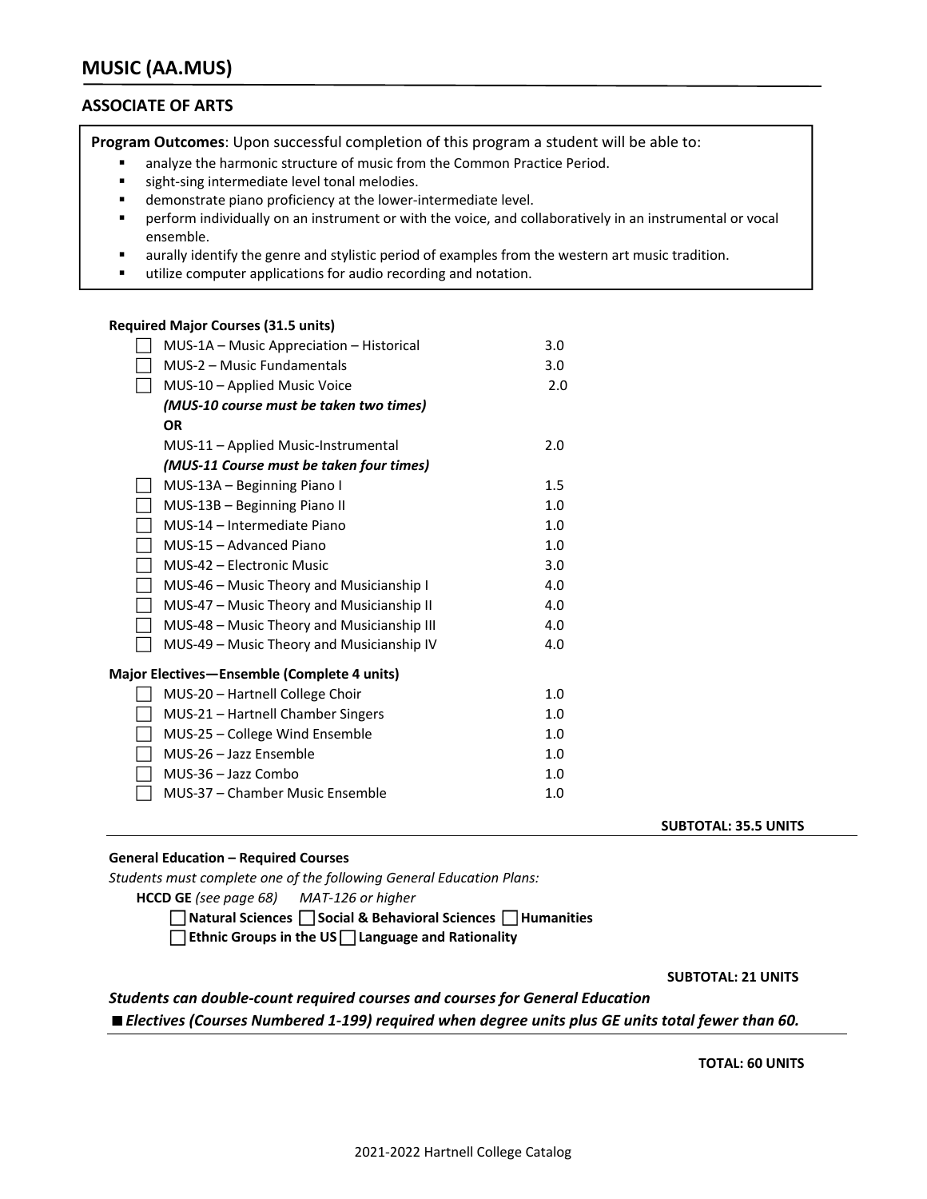# MUSIC (AA.MUS)

## ASSOCIATE OF ARTS

**Program Outcomes**: Upon successful completion of this program a student will be able to:

- analyze the harmonic structure of music from the Common Practice Period.
- sight-sing intermediate level tonal melodies.
- demonstrate piano proficiency at the lower-intermediate level.
- perform individually on an instrument or with the voice, and collaboratively in an instrumental or vocal ensemble.
- aurally identify the genre and stylistic period of examples from the western art music tradition.
- utilize computer applications for audio recording and notation.

**Required Major Courses (31.5 units)**

| | | |
|---|---|---|
| ☐ | MUS-1A – Music Appreciation – Historical | 3.0 |
| ☐ | MUS-2 – Music Fundamentals | 3.0 |
| ☐ | MUS-10 – Applied Music Voice | 2.0 |
| | ***(MUS-10 course must be taken two times)*** | |
| | **OR** | |
| | MUS-11 – Applied Music-Instrumental | 2.0 |
| | ***(MUS-11 Course must be taken four times)*** | |
| ☐ | MUS-13A – Beginning Piano I | 1.5 |
| ☐ | MUS-13B – Beginning Piano II | 1.0 |
| ☐ | MUS-14 – Intermediate Piano | 1.0 |
| ☐ | MUS-15 – Advanced Piano | 1.0 |
| ☐ | MUS-42 – Electronic Music | 3.0 |
| ☐ | MUS-46 – Music Theory and Musicianship I | 4.0 |
| ☐ | MUS-47 – Music Theory and Musicianship II | 4.0 |
| ☐ | MUS-48 – Music Theory and Musicianship III | 4.0 |
| ☐ | MUS-49 – Music Theory and Musicianship IV | 4.0 |

**Major Electives—Ensemble (Complete 4 units)**

| | | |
|---|---|---|
| ☐ | MUS-20 – Hartnell College Choir | 1.0 |
| ☐ | MUS-21 – Hartnell Chamber Singers | 1.0 |
| ☐ | MUS-25 – College Wind Ensemble | 1.0 |
| ☐ | MUS-26 – Jazz Ensemble | 1.0 |
| ☐ | MUS-36 – Jazz Combo | 1.0 |
| ☐ | MUS-37 – Chamber Music Ensemble | 1.0 |

**SUBTOTAL: 35.5 UNITS**

**General Education – Required Courses**

*Students must complete one of the following General Education Plans:*

**HCCD GE** *(see page 68)* *MAT-126 or higher*

☐ **Natural Sciences** ☐ **Social & Behavioral Sciences** ☐ **Humanities**

☐ **Ethnic Groups in the US** ☐ **Language and Rationality**

**SUBTOTAL: 21 UNITS**

***Students can double-count required courses and courses for General Education***

■ ***Electives (Courses Numbered 1-199) required when degree units plus GE units total fewer than 60.***

**TOTAL: 60 UNITS**